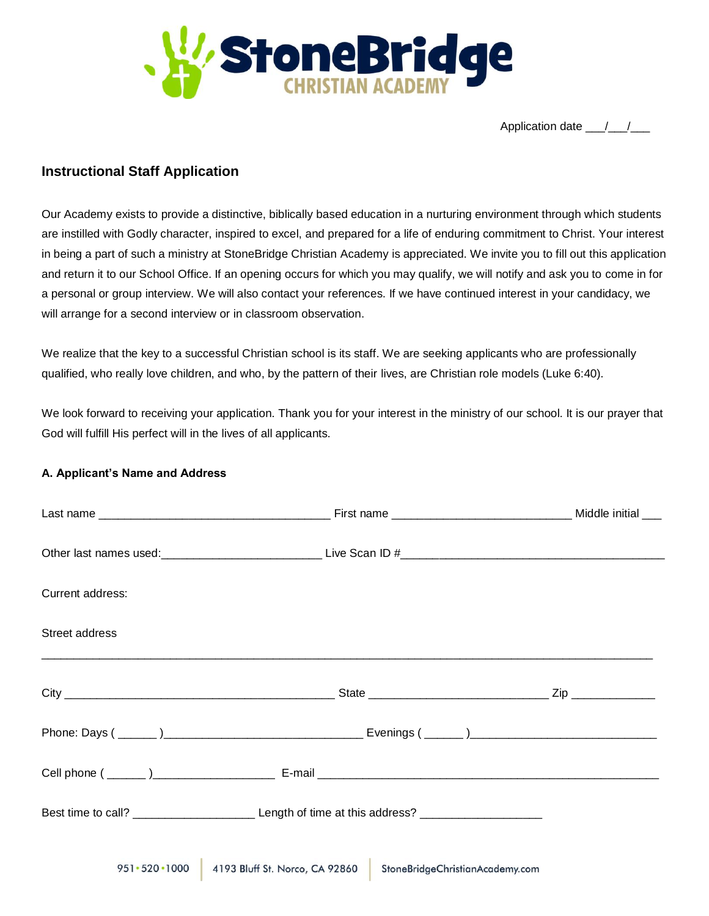StoneBridge
CHRISTIAN ACADEMY

Application date ___/___/___

## Instructional Staff Application

Our Academy exists to provide a distinctive, biblically based education in a nurturing environment through which students are instilled with Godly character, inspired to excel, and prepared for a life of enduring commitment to Christ. Your interest in being a part of such a ministry at StoneBridge Christian Academy is appreciated. We invite you to fill out this application and return it to our School Office. If an opening occurs for which you may qualify, we will notify and ask you to come in for a personal or group interview. We will also contact your references. If we have continued interest in your candidacy, we will arrange for a second interview or in classroom observation.

We realize that the key to a successful Christian school is its staff. We are seeking applicants who are professionally qualified, who really love children, and who, by the pattern of their lives, are Christian role models (Luke 6:40).

We look forward to receiving your application. Thank you for your interest in the ministry of our school. It is our prayer that God will fulfill His perfect will in the lives of all applicants.

**A. Applicant's Name and Address**

Last name ___________________________________ First name ___________________________ Middle initial ___

Other last names used:________________________ Live Scan ID #________________________________________

Current address:

Street address

_____________________________________________________________________________________________

City _________________________________________ State ___________________________ Zip _____________

Phone: Days ( ______ )______________________________ Evenings ( ______ )____________________________

Cell phone ( ______ )__________________ E-mail ___________________________________________________

Best time to call? __________________ Length of time at this address? __________________

951•520•1000 | 4193 Bluff St. Norco, CA 92860 | StoneBridgeChristianAcademy.com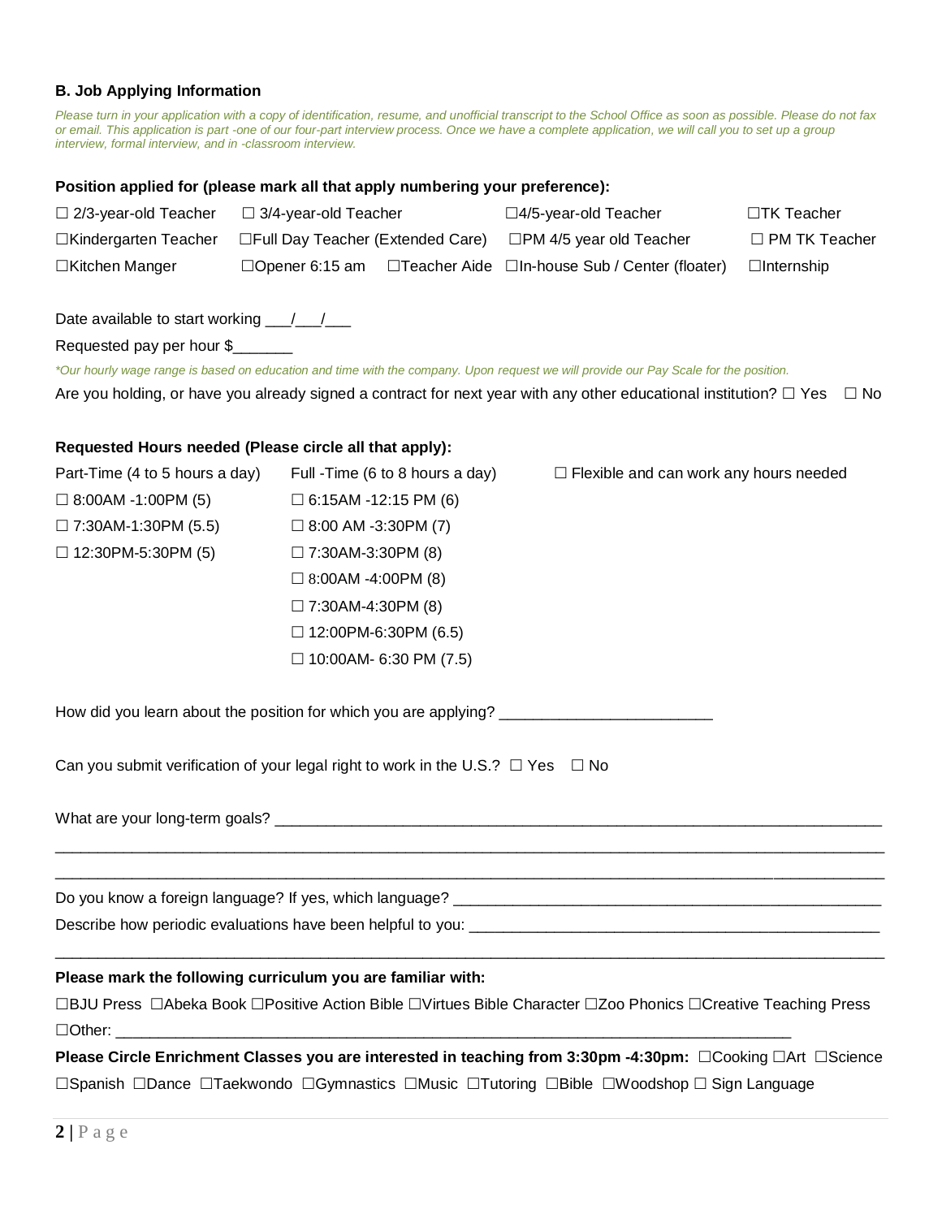### B. Job Applying Information

*Please turn in your application with a copy of identification, resume, and unofficial transcript to the School Office as soon as possible. Please do not fax or email. This application is part -one of our four-part interview process. Once we have a complete application, we will call you to set up a group interview, formal interview, and in -classroom interview.*

**Position applied for (please mark all that apply numbering your preference):**

| | | | |
|---|---|---|---|
| ☐ 2/3-year-old Teacher | ☐ 3/4-year-old Teacher | ☐4/5-year-old Teacher | ☐TK Teacher |
| ☐Kindergarten Teacher | ☐Full Day Teacher (Extended Care) | ☐PM 4/5 year old Teacher | ☐ PM TK Teacher |
| ☐Kitchen Manger | ☐Opener 6:15 am ☐Teacher Aide | ☐In-house Sub / Center (floater) | ☐Internship |

Date available to start working ___/___/___

Requested pay per hour $_______

*\*Our hourly wage range is based on education and time with the company. Upon request we will provide our Pay Scale for the position.*

Are you holding, or have you already signed a contract for next year with any other educational institution? ☐ Yes ☐ No

**Requested Hours needed (Please circle all that apply):**

| Part-Time (4 to 5 hours a day) | Full -Time (6 to 8 hours a day) | ☐ Flexible and can work any hours needed |
|---|---|---|
| ☐ 8:00AM -1:00PM (5) | ☐ 6:15AM -12:15 PM (6) | |
| ☐ 7:30AM-1:30PM (5.5) | ☐ 8:00 AM -3:30PM (7) | |
| ☐ 12:30PM-5:30PM (5) | ☐ 7:30AM-3:30PM (8) | |
| | ☐ 8:00AM -4:00PM (8) | |
| | ☐ 7:30AM-4:30PM (8) | |
| | ☐ 12:00PM-6:30PM (6.5) | |
| | ☐ 10:00AM- 6:30 PM (7.5) | |

How did you learn about the position for which you are applying? _________________________

Can you submit verification of your legal right to work in the U.S.? ☐ Yes ☐ No

What are your long-term goals? ________________________________________________________________________

______________________________________________________________________________________________

______________________________________________________________________________________________

Do you know a foreign language? If yes, which language? ___________________________________________________

Describe how periodic evaluations have been helpful to you: ________________________________________________

______________________________________________________________________________________________

**Please mark the following curriculum you are familiar with:**

☐BJU Press ☐Abeka Book ☐Positive Action Bible ☐Virtues Bible Character ☐Zoo Phonics ☐Creative Teaching Press ☐Other: ________________________________________________________________________________

**Please Circle Enrichment Classes you are interested in teaching from 3:30pm -4:30pm:** ☐Cooking ☐Art ☐Science ☐Spanish ☐Dance ☐Taekwondo ☐Gymnastics ☐Music ☐Tutoring ☐Bible ☐Woodshop ☐ Sign Language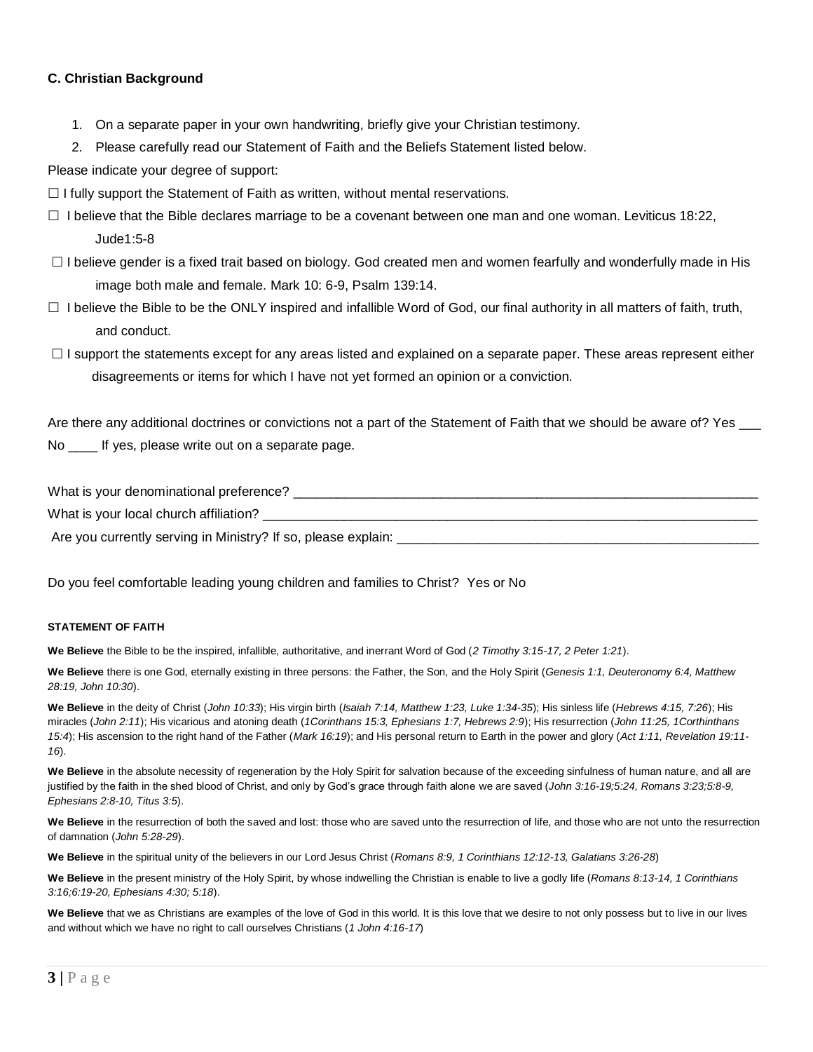**C. Christian Background**

1. On a separate paper in your own handwriting, briefly give your Christian testimony.
2. Please carefully read our Statement of Faith and the Beliefs Statement listed below.

Please indicate your degree of support:

☐ I fully support the Statement of Faith as written, without mental reservations.

☐ I believe that the Bible declares marriage to be a covenant between one man and one woman. Leviticus 18:22, Jude1:5-8

☐ I believe gender is a fixed trait based on biology. God created men and women fearfully and wonderfully made in His image both male and female. Mark 10: 6-9, Psalm 139:14.

☐ I believe the Bible to be the ONLY inspired and infallible Word of God, our final authority in all matters of faith, truth, and conduct.

☐ I support the statements except for any areas listed and explained on a separate paper. These areas represent either disagreements or items for which I have not yet formed an opinion or a conviction.

Are there any additional doctrines or convictions not a part of the Statement of Faith that we should be aware of? Yes ___ No ____ If yes, please write out on a separate page.

What is your denominational preference? ______________________________________________________________

What is your local church affiliation? ________________________________________________________________

Are you currently serving in Ministry? If so, please explain: ______________________________________________

Do you feel comfortable leading young children and families to Christ? Yes or No

**STATEMENT OF FAITH**

**We Believe** the Bible to be the inspired, infallible, authoritative, and inerrant Word of God (*2 Timothy 3:15-17, 2 Peter 1:21*).

**We Believe** there is one God, eternally existing in three persons: the Father, the Son, and the Holy Spirit (*Genesis 1:1, Deuteronomy 6:4, Matthew 28:19, John 10:30*).

**We Believe** in the deity of Christ (*John 10:33*); His virgin birth (*Isaiah 7:14, Matthew 1:23, Luke 1:34-35*); His sinless life (*Hebrews 4:15, 7:26*); His miracles (*John 2:11*); His vicarious and atoning death (*1Corinthans 15:3, Ephesians 1:7, Hebrews 2:9*); His resurrection (*John 11:25, 1Corthinthans 15:4*); His ascension to the right hand of the Father (*Mark 16:19*); and His personal return to Earth in the power and glory (*Act 1:11, Revelation 19:11-16*).

**We Believe** in the absolute necessity of regeneration by the Holy Spirit for salvation because of the exceeding sinfulness of human nature, and all are justified by the faith in the shed blood of Christ, and only by God's grace through faith alone we are saved (*John 3:16-19;5:24, Romans 3:23;5:8-9, Ephesians 2:8-10, Titus 3:5*).

**We Believe** in the resurrection of both the saved and lost: those who are saved unto the resurrection of life, and those who are not unto the resurrection of damnation (*John 5:28-29*).

**We Believe** in the spiritual unity of the believers in our Lord Jesus Christ (*Romans 8:9, 1 Corinthians 12:12-13, Galatians 3:26-28*)

**We Believe** in the present ministry of the Holy Spirit, by whose indwelling the Christian is enable to live a godly life (*Romans 8:13-14, 1 Corinthians 3:16;6:19-20, Ephesians 4:30; 5:18*).

**We Believe** that we as Christians are examples of the love of God in this world. It is this love that we desire to not only possess but to live in our lives and without which we have no right to call ourselves Christians (*1 John 4:16-17*)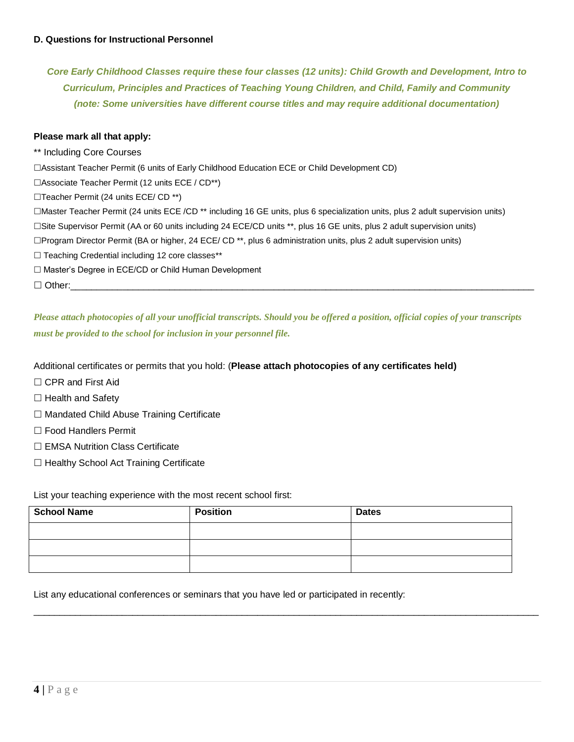### D. Questions for Instructional Personnel

***Core Early Childhood Classes require these four classes (12 units): Child Growth and Development, Intro to Curriculum, Principles and Practices of Teaching Young Children, and Child, Family and Community (note: Some universities have different course titles and may require additional documentation)***

**Please mark all that apply:**

** Including Core Courses

☐Assistant Teacher Permit (6 units of Early Childhood Education ECE or Child Development CD)

☐Associate Teacher Permit (12 units ECE / CD**)

☐Teacher Permit (24 units ECE/ CD **)

☐Master Teacher Permit (24 units ECE /CD ** including 16 GE units, plus 6 specialization units, plus 2 adult supervision units)

☐Site Supervisor Permit (AA or 60 units including 24 ECE/CD units **, plus 16 GE units, plus 2 adult supervision units)

☐Program Director Permit (BA or higher, 24 ECE/ CD **, plus 6 administration units, plus 2 adult supervision units)

☐ Teaching Credential including 12 core classes**

☐ Master's Degree in ECE/CD or Child Human Development

☐ Other:____________________________________________________________________________

***Please attach photocopies of all your unofficial transcripts. Should you be offered a position, official copies of your transcripts must be provided to the school for inclusion in your personnel file.***

Additional certificates or permits that you hold: (**Please attach photocopies of any certificates held)**

☐ CPR and First Aid

☐ Health and Safety

☐ Mandated Child Abuse Training Certificate

☐ Food Handlers Permit

☐ EMSA Nutrition Class Certificate

☐ Healthy School Act Training Certificate

List your teaching experience with the most recent school first:

| School Name | Position | Dates |
|---|---|---|
| | | |
| | | |
| | | |

List any educational conferences or seminars that you have led or participated in recently:

______________________________________________________________________________________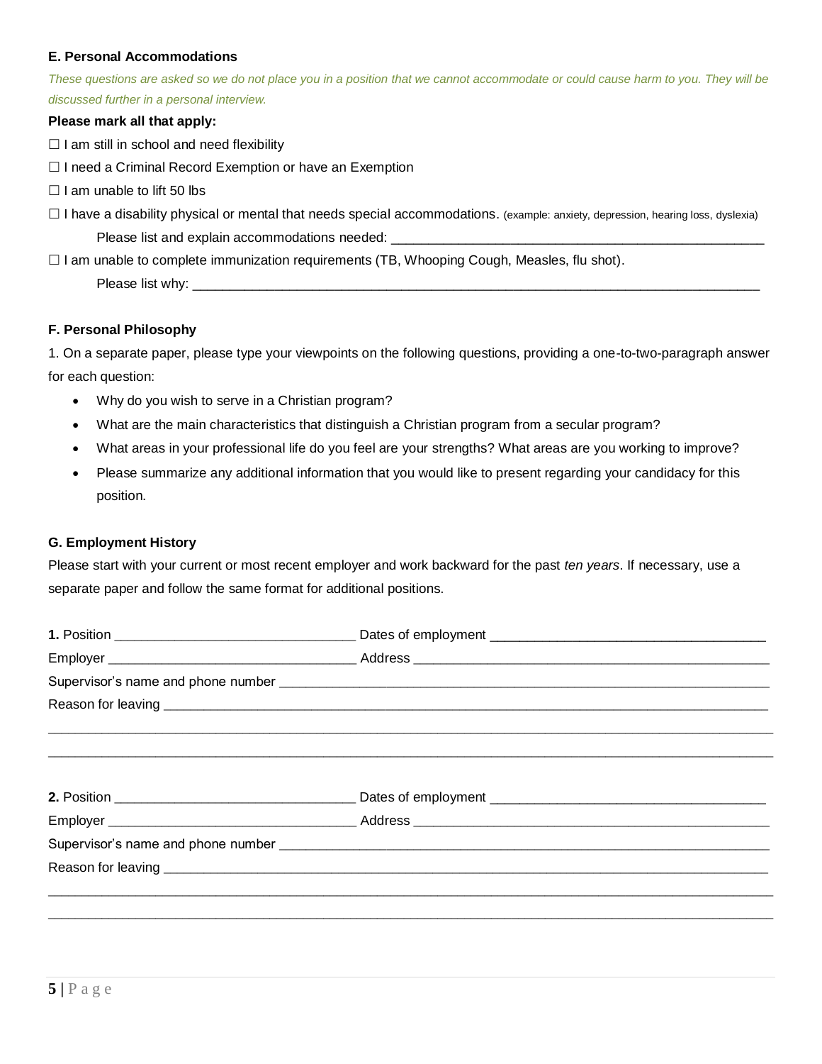#### E. Personal Accommodations

*These questions are asked so we do not place you in a position that we cannot accommodate or could cause harm to you. They will be discussed further in a personal interview.*

**Please mark all that apply:**

☐ I am still in school and need flexibility

☐ I need a Criminal Record Exemption or have an Exemption

☐ I am unable to lift 50 lbs

☐ I have a disability physical or mental that needs special accommodations. (example: anxiety, depression, hearing loss, dyslexia)

Please list and explain accommodations needed: ___________________________________________________

☐ I am unable to complete immunization requirements (TB, Whooping Cough, Measles, flu shot).

Please list why: ______________________________________________________________________________

#### F. Personal Philosophy

1. On a separate paper, please type your viewpoints on the following questions, providing a one-to-two-paragraph answer for each question:

- Why do you wish to serve in a Christian program?
- What are the main characteristics that distinguish a Christian program from a secular program?
- What areas in your professional life do you feel are your strengths? What areas are you working to improve?
- Please summarize any additional information that you would like to present regarding your candidacy for this position.

#### G. Employment History

Please start with your current or most recent employer and work backward for the past *ten years*. If necessary, use a separate paper and follow the same format for additional positions.

**1.** Position ________________________________ Dates of employment ____________________________________

Employer _________________________________ Address _______________________________________________

Supervisor's name and phone number ________________________________________________________________

Reason for leaving __________________________________________________________________________________

_________________________________________________________________________________________________

_________________________________________________________________________________________________

**2.** Position ________________________________ Dates of employment ____________________________________

Employer _________________________________ Address _______________________________________________

Supervisor's name and phone number ________________________________________________________________

Reason for leaving __________________________________________________________________________________

_________________________________________________________________________________________________

_________________________________________________________________________________________________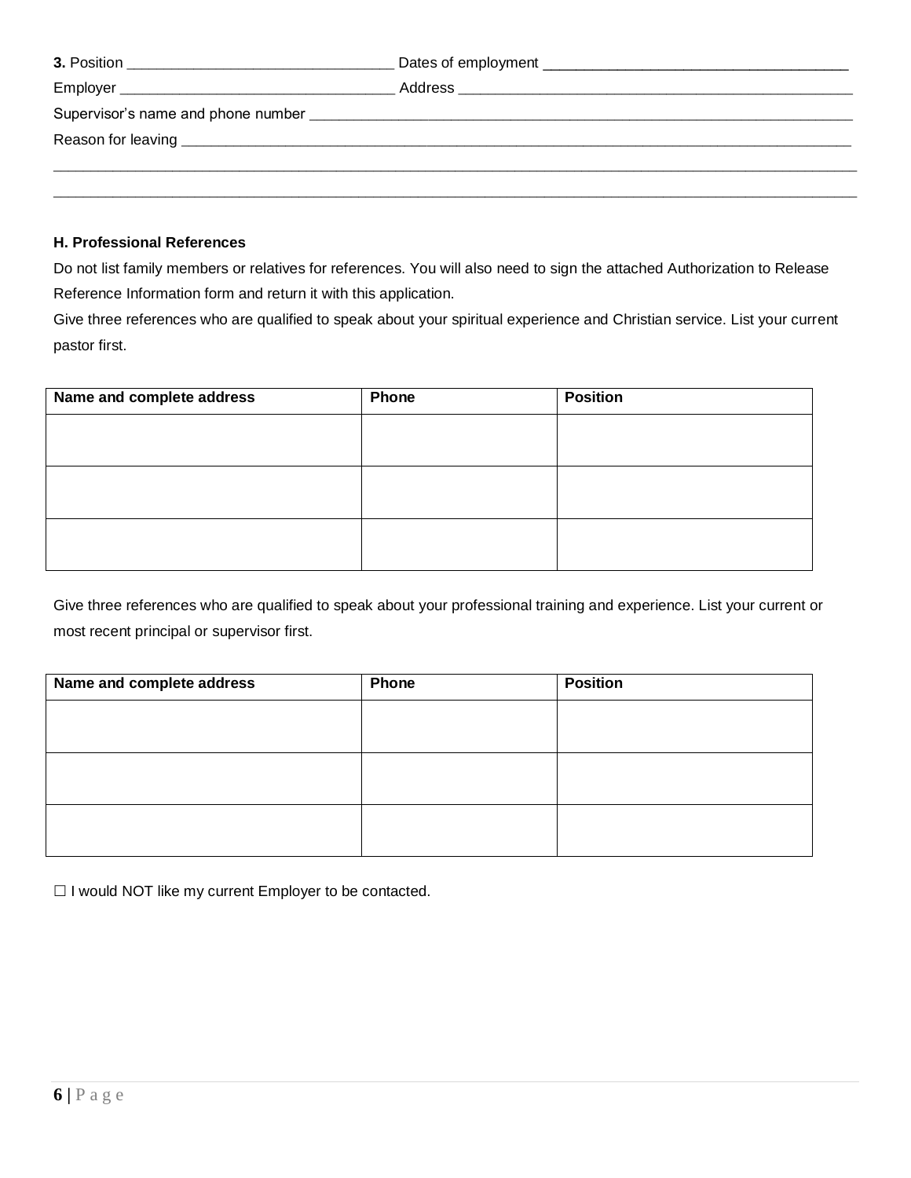**3.** Position ________________________________ Dates of employment ____________________________________

Employer _________________________________ Address _______________________________________________

Supervisor's name and phone number ________________________________________________________________

Reason for leaving ______________________________________________________________________________

_____________________________________________________________________________________________

_____________________________________________________________________________________________

**H. Professional References**

Do not list family members or relatives for references. You will also need to sign the attached Authorization to Release Reference Information form and return it with this application.

Give three references who are qualified to speak about your spiritual experience and Christian service. List your current pastor first.

| Name and complete address | Phone | Position |
| --- | --- | --- |
| | | |
| | | |
| | | |

Give three references who are qualified to speak about your professional training and experience. List your current or most recent principal or supervisor first.

| Name and complete address | Phone | Position |
| --- | --- | --- |
| | | |
| | | |
| | | |

☐ I would NOT like my current Employer to be contacted.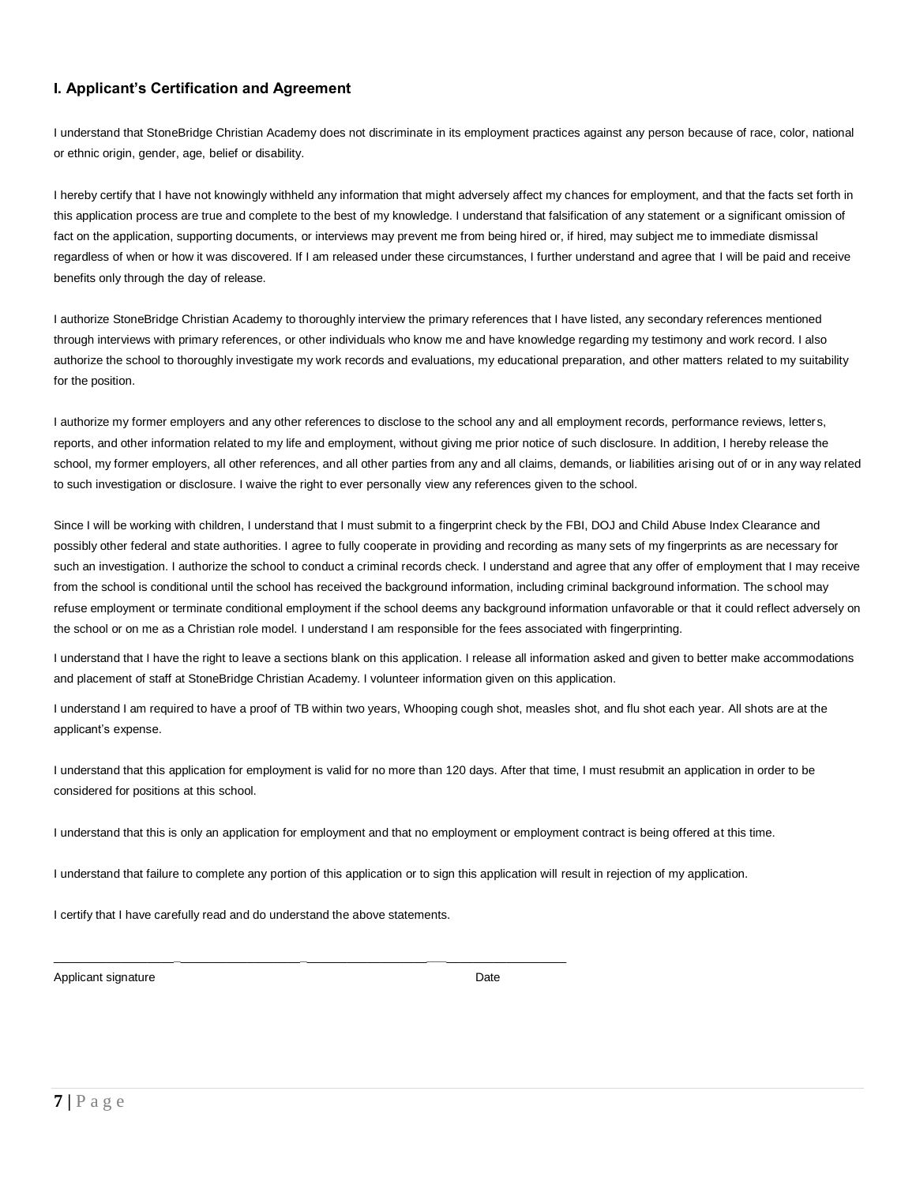## I. Applicant's Certification and Agreement

I understand that StoneBridge Christian Academy does not discriminate in its employment practices against any person because of race, color, national or ethnic origin, gender, age, belief or disability.

I hereby certify that I have not knowingly withheld any information that might adversely affect my chances for employment, and that the facts set forth in this application process are true and complete to the best of my knowledge. I understand that falsification of any statement or a significant omission of fact on the application, supporting documents, or interviews may prevent me from being hired or, if hired, may subject me to immediate dismissal regardless of when or how it was discovered. If I am released under these circumstances, I further understand and agree that I will be paid and receive benefits only through the day of release.

I authorize StoneBridge Christian Academy to thoroughly interview the primary references that I have listed, any secondary references mentioned through interviews with primary references, or other individuals who know me and have knowledge regarding my testimony and work record. I also authorize the school to thoroughly investigate my work records and evaluations, my educational preparation, and other matters related to my suitability for the position.

I authorize my former employers and any other references to disclose to the school any and all employment records, performance reviews, letters, reports, and other information related to my life and employment, without giving me prior notice of such disclosure. In addition, I hereby release the school, my former employers, all other references, and all other parties from any and all claims, demands, or liabilities arising out of or in any way related to such investigation or disclosure. I waive the right to ever personally view any references given to the school.

Since I will be working with children, I understand that I must submit to a fingerprint check by the FBI, DOJ and Child Abuse Index Clearance and possibly other federal and state authorities. I agree to fully cooperate in providing and recording as many sets of my fingerprints as are necessary for such an investigation. I authorize the school to conduct a criminal records check. I understand and agree that any offer of employment that I may receive from the school is conditional until the school has received the background information, including criminal background information. The school may refuse employment or terminate conditional employment if the school deems any background information unfavorable or that it could reflect adversely on the school or on me as a Christian role model. I understand I am responsible for the fees associated with fingerprinting.

I understand that I have the right to leave a sections blank on this application. I release all information asked and given to better make accommodations and placement of staff at StoneBridge Christian Academy. I volunteer information given on this application.

I understand I am required to have a proof of TB within two years, Whooping cough shot, measles shot, and flu shot each year. All shots are at the applicant's expense.

I understand that this application for employment is valid for no more than 120 days. After that time, I must resubmit an application in order to be considered for positions at this school.

I understand that this is only an application for employment and that no employment or employment contract is being offered at this time.

I understand that failure to complete any portion of this application or to sign this application will result in rejection of my application.

I certify that I have carefully read and do understand the above statements.

_______________________________________________________________

Applicant signature　　　　　　　　　　　　　　　　　　　　　Date